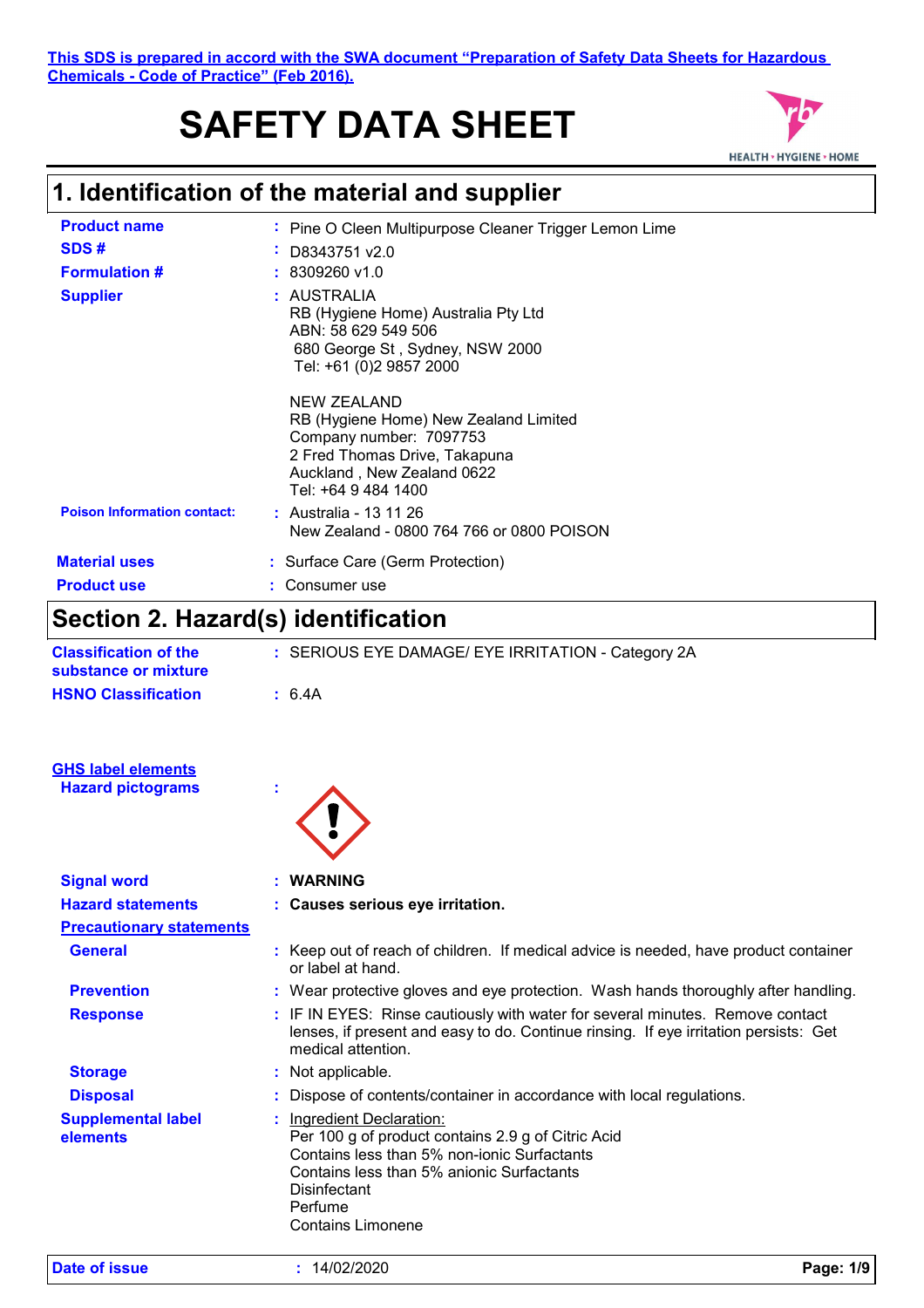This SDS is prepared in accord with the SWA document "Preparation of Safety Data Sheets for Hazardous Chemicals - Code of Practice" (Feb 2016).

# SAFETY DATA SHEET

HEALTH • HYGIENE • HOME

## 1. Identification of the material and supplier

**Product name** : Pine O Cleen Multipurpose Cleaner Trigger Lemon Lime

**SDS #** : D8343751 v2.0

**Formulation #** : 8309260 v1.0

**Supplier** : AUSTRALIA
RB (Hygiene Home) Australia Pty Ltd
ABN: 58 629 549 506
680 George St , Sydney, NSW 2000
Tel: +61 (0)2 9857 2000

NEW ZEALAND
RB (Hygiene Home) New Zealand Limited
Company number: 7097753
2 Fred Thomas Drive, Takapuna
Auckland , New Zealand 0622
Tel: +64 9 484 1400

**Poison Information contact:** : Australia - 13 11 26
New Zealand - 0800 764 766 or 0800 POISON

**Material uses** : Surface Care (Germ Protection)

**Product use** : Consumer use

## Section 2. Hazard(s) identification

**Classification of the substance or mixture** : SERIOUS EYE DAMAGE/ EYE IRRITATION - Category 2A

**HSNO Classification** : 6.4A

**GHS label elements**

**Hazard pictograms** :

**Signal word** : **WARNING**

**Hazard statements** : **Causes serious eye irritation.**

**Precautionary statements**

**General** : Keep out of reach of children. If medical advice is needed, have product container or label at hand.

**Prevention** : Wear protective gloves and eye protection. Wash hands thoroughly after handling.

**Response** : IF IN EYES: Rinse cautiously with water for several minutes. Remove contact lenses, if present and easy to do. Continue rinsing. If eye irritation persists: Get medical attention.

**Storage** : Not applicable.

**Disposal** : Dispose of contents/container in accordance with local regulations.

**Supplemental label elements** : Ingredient Declaration:
Per 100 g of product contains 2.9 g of Citric Acid
Contains less than 5% non-ionic Surfactants
Contains less than 5% anionic Surfactants
Disinfectant
Perfume
Contains Limonene

**Date of issue** : 14/02/2020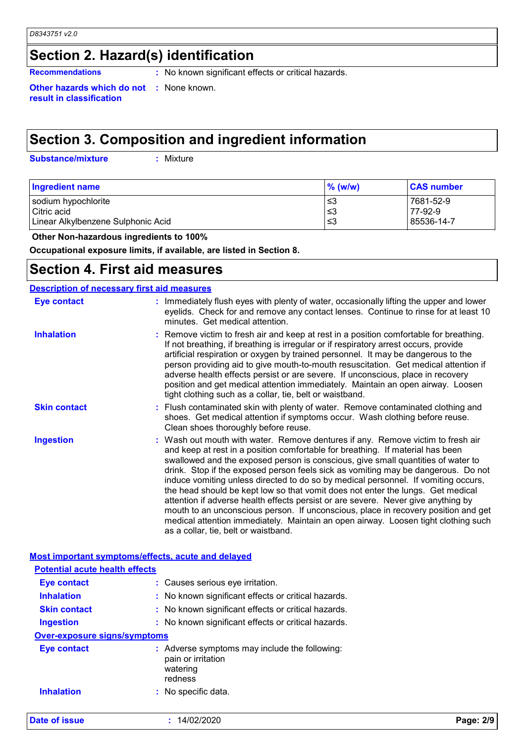## Section 2. Hazard(s) identification

**Recommendations** : No known significant effects or critical hazards.

**Other hazards which do not result in classification** : None known.

## Section 3. Composition and ingredient information

**Substance/mixture** : Mixture

| Ingredient name | % (w/w) | CAS number |
|---|---|---|
| sodium hypochlorite | ≤3 | 7681-52-9 |
| Citric acid | ≤3 | 77-92-9 |
| Linear Alkylbenzene Sulphonic Acid | ≤3 | 85536-14-7 |

**Other Non-hazardous ingredients to 100%**

**Occupational exposure limits, if available, are listed in Section 8.**

## Section 4. First aid measures

### Description of necessary first aid measures

**Eye contact** : Immediately flush eyes with plenty of water, occasionally lifting the upper and lower eyelids. Check for and remove any contact lenses. Continue to rinse for at least 10 minutes. Get medical attention.

**Inhalation** : Remove victim to fresh air and keep at rest in a position comfortable for breathing. If not breathing, if breathing is irregular or if respiratory arrest occurs, provide artificial respiration or oxygen by trained personnel. It may be dangerous to the person providing aid to give mouth-to-mouth resuscitation. Get medical attention if adverse health effects persist or are severe. If unconscious, place in recovery position and get medical attention immediately. Maintain an open airway. Loosen tight clothing such as a collar, tie, belt or waistband.

**Skin contact** : Flush contaminated skin with plenty of water. Remove contaminated clothing and shoes. Get medical attention if symptoms occur. Wash clothing before reuse. Clean shoes thoroughly before reuse.

**Ingestion** : Wash out mouth with water. Remove dentures if any. Remove victim to fresh air and keep at rest in a position comfortable for breathing. If material has been swallowed and the exposed person is conscious, give small quantities of water to drink. Stop if the exposed person feels sick as vomiting may be dangerous. Do not induce vomiting unless directed to do so by medical personnel. If vomiting occurs, the head should be kept low so that vomit does not enter the lungs. Get medical attention if adverse health effects persist or are severe. Never give anything by mouth to an unconscious person. If unconscious, place in recovery position and get medical attention immediately. Maintain an open airway. Loosen tight clothing such as a collar, tie, belt or waistband.

### Most important symptoms/effects, acute and delayed

#### Potential acute health effects

**Eye contact** : Causes serious eye irritation.

**Inhalation** : No known significant effects or critical hazards.

**Skin contact** : No known significant effects or critical hazards.

**Ingestion** : No known significant effects or critical hazards.

#### Over-exposure signs/symptoms

**Eye contact** : Adverse symptoms may include the following:
pain or irritation
watering
redness

**Inhalation** : No specific data.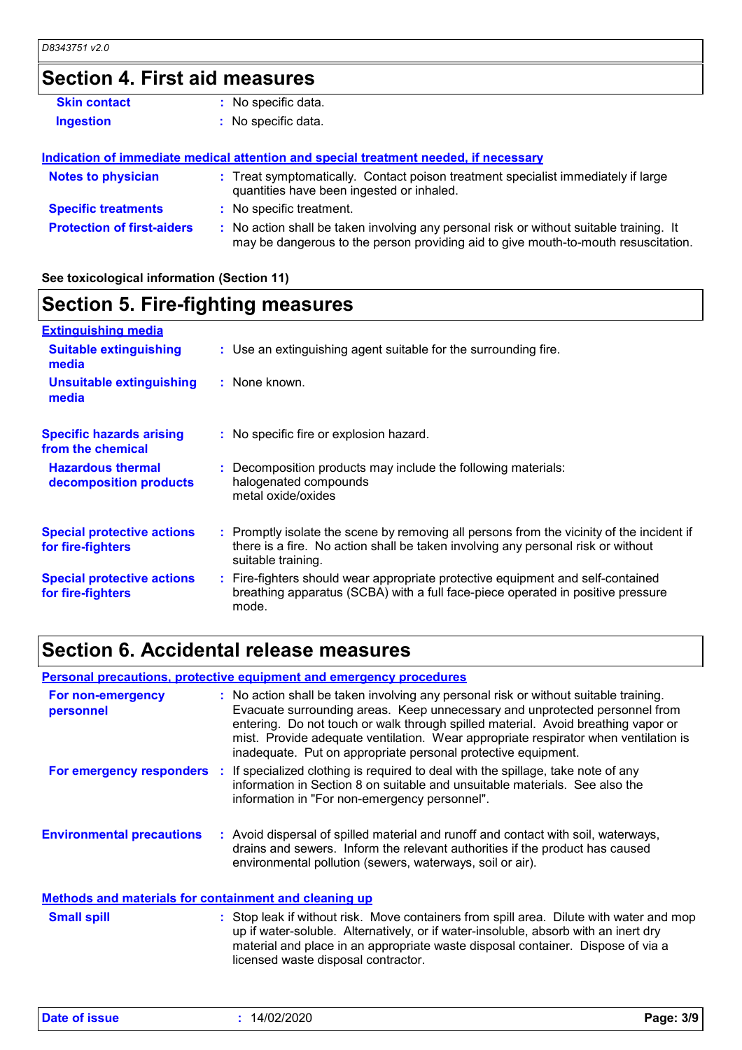## Section 4. First aid measures

| | |
|---|---|
| **Skin contact** | : No specific data. |
| **Ingestion** | : No specific data. |

### Indication of immediate medical attention and special treatment needed, if necessary

| | |
|---|---|
| **Notes to physician** | : Treat symptomatically. Contact poison treatment specialist immediately if large quantities have been ingested or inhaled. |
| **Specific treatments** | : No specific treatment. |
| **Protection of first-aiders** | : No action shall be taken involving any personal risk or without suitable training. It may be dangerous to the person providing aid to give mouth-to-mouth resuscitation. |

**See toxicological information (Section 11)**

## Section 5. Fire-fighting measures

### Extinguishing media

| | |
|---|---|
| **Suitable extinguishing media** | : Use an extinguishing agent suitable for the surrounding fire. |
| **Unsuitable extinguishing media** | : None known. |
| **Specific hazards arising from the chemical** | : No specific fire or explosion hazard. |
| **Hazardous thermal decomposition products** | : Decomposition products may include the following materials: halogenated compounds metal oxide/oxides |
| **Special protective actions for fire-fighters** | : Promptly isolate the scene by removing all persons from the vicinity of the incident if there is a fire. No action shall be taken involving any personal risk or without suitable training. |
| **Special protective actions for fire-fighters** | : Fire-fighters should wear appropriate protective equipment and self-contained breathing apparatus (SCBA) with a full face-piece operated in positive pressure mode. |

## Section 6. Accidental release measures

### Personal precautions, protective equipment and emergency procedures

| | |
|---|---|
| **For non-emergency personnel** | : No action shall be taken involving any personal risk or without suitable training. Evacuate surrounding areas. Keep unnecessary and unprotected personnel from entering. Do not touch or walk through spilled material. Avoid breathing vapor or mist. Provide adequate ventilation. Wear appropriate respirator when ventilation is inadequate. Put on appropriate personal protective equipment. |
| **For emergency responders** | : If specialized clothing is required to deal with the spillage, take note of any information in Section 8 on suitable and unsuitable materials. See also the information in "For non-emergency personnel". |
| **Environmental precautions** | : Avoid dispersal of spilled material and runoff and contact with soil, waterways, drains and sewers. Inform the relevant authorities if the product has caused environmental pollution (sewers, waterways, soil or air). |

### Methods and materials for containment and cleaning up

| | |
|---|---|
| **Small spill** | : Stop leak if without risk. Move containers from spill area. Dilute with water and mop up if water-soluble. Alternatively, or if water-insoluble, absorb with an inert dry material and place in an appropriate waste disposal container. Dispose of via a licensed waste disposal contractor. |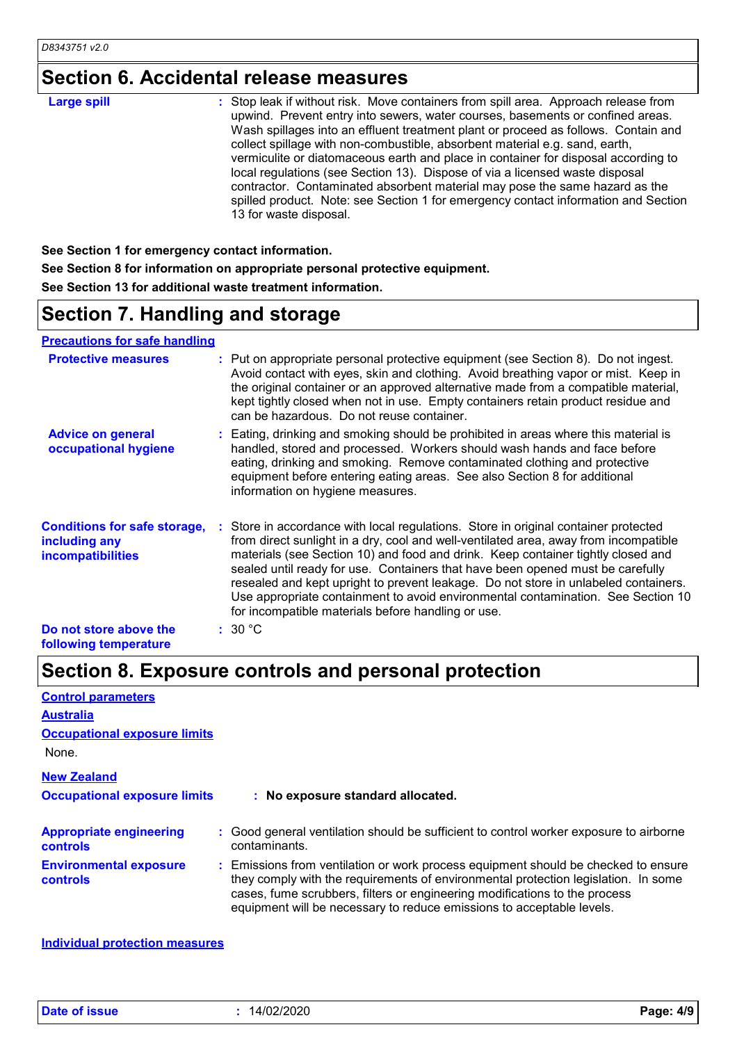## Section 6. Accidental release measures

**Large spill** : Stop leak if without risk. Move containers from spill area. Approach release from upwind. Prevent entry into sewers, water courses, basements or confined areas. Wash spillages into an effluent treatment plant or proceed as follows. Contain and collect spillage with non-combustible, absorbent material e.g. sand, earth, vermiculite or diatomaceous earth and place in container for disposal according to local regulations (see Section 13). Dispose of via a licensed waste disposal contractor. Contaminated absorbent material may pose the same hazard as the spilled product. Note: see Section 1 for emergency contact information and Section 13 for waste disposal.

**See Section 1 for emergency contact information.**

**See Section 8 for information on appropriate personal protective equipment.**

**See Section 13 for additional waste treatment information.**

## Section 7. Handling and storage

**Precautions for safe handling**

**Protective measures** : Put on appropriate personal protective equipment (see Section 8). Do not ingest. Avoid contact with eyes, skin and clothing. Avoid breathing vapor or mist. Keep in the original container or an approved alternative made from a compatible material, kept tightly closed when not in use. Empty containers retain product residue and can be hazardous. Do not reuse container.

**Advice on general occupational hygiene** : Eating, drinking and smoking should be prohibited in areas where this material is handled, stored and processed. Workers should wash hands and face before eating, drinking and smoking. Remove contaminated clothing and protective equipment before entering eating areas. See also Section 8 for additional information on hygiene measures.

**Conditions for safe storage, including any incompatibilities** : Store in accordance with local regulations. Store in original container protected from direct sunlight in a dry, cool and well-ventilated area, away from incompatible materials (see Section 10) and food and drink. Keep container tightly closed and sealed until ready for use. Containers that have been opened must be carefully resealed and kept upright to prevent leakage. Do not store in unlabeled containers. Use appropriate containment to avoid environmental contamination. See Section 10 for incompatible materials before handling or use.

**Do not store above the following temperature** : 30 °C

## Section 8. Exposure controls and personal protection

**Control parameters**

**Australia**

**Occupational exposure limits**

None.

**New Zealand**

**Occupational exposure limits** : **No exposure standard allocated.**

**Appropriate engineering controls** : Good general ventilation should be sufficient to control worker exposure to airborne contaminants.

**Environmental exposure controls** : Emissions from ventilation or work process equipment should be checked to ensure they comply with the requirements of environmental protection legislation. In some cases, fume scrubbers, filters or engineering modifications to the process equipment will be necessary to reduce emissions to acceptable levels.

**Individual protection measures**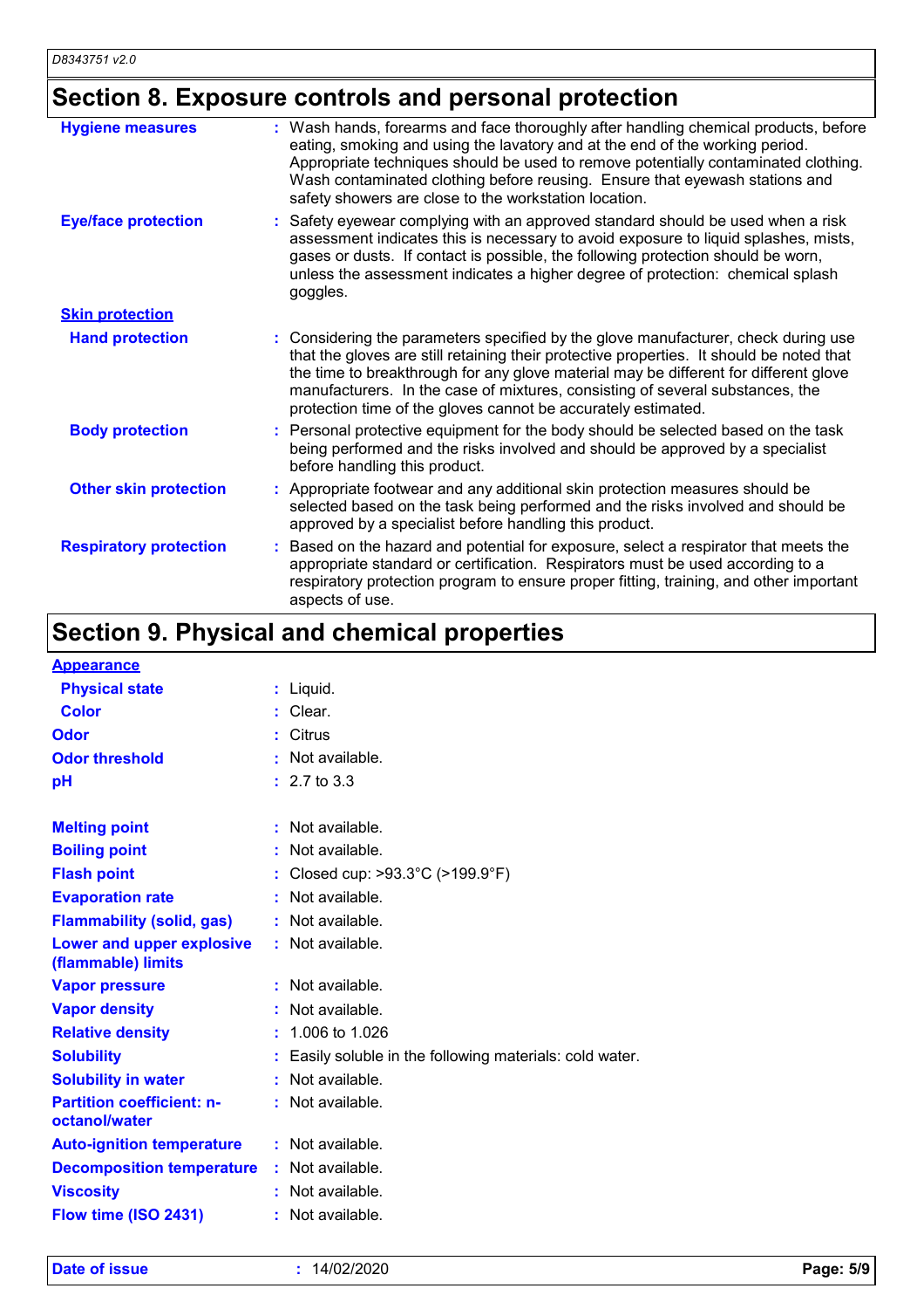## Section 8. Exposure controls and personal protection

| | |
|---|---|
| **Hygiene measures** | : Wash hands, forearms and face thoroughly after handling chemical products, before eating, smoking and using the lavatory and at the end of the working period. Appropriate techniques should be used to remove potentially contaminated clothing. Wash contaminated clothing before reusing. Ensure that eyewash stations and safety showers are close to the workstation location. |
| **Eye/face protection** | : Safety eyewear complying with an approved standard should be used when a risk assessment indicates this is necessary to avoid exposure to liquid splashes, mists, gases or dusts. If contact is possible, the following protection should be worn, unless the assessment indicates a higher degree of protection: chemical splash goggles. |

**Skin protection**

| | |
|---|---|
| **Hand protection** | : Considering the parameters specified by the glove manufacturer, check during use that the gloves are still retaining their protective properties. It should be noted that the time to breakthrough for any glove material may be different for different glove manufacturers. In the case of mixtures, consisting of several substances, the protection time of the gloves cannot be accurately estimated. |
| **Body protection** | : Personal protective equipment for the body should be selected based on the task being performed and the risks involved and should be approved by a specialist before handling this product. |
| **Other skin protection** | : Appropriate footwear and any additional skin protection measures should be selected based on the task being performed and the risks involved and should be approved by a specialist before handling this product. |
| **Respiratory protection** | : Based on the hazard and potential for exposure, select a respirator that meets the appropriate standard or certification. Respirators must be used according to a respiratory protection program to ensure proper fitting, training, and other important aspects of use. |

## Section 9. Physical and chemical properties

**Appearance**

| | |
|---|---|
| **Physical state** | : Liquid. |
| **Color** | : Clear. |
| **Odor** | : Citrus |
| **Odor threshold** | : Not available. |
| **pH** | : 2.7 to 3.3 |
| **Melting point** | : Not available. |
| **Boiling point** | : Not available. |
| **Flash point** | : Closed cup: >93.3°C (>199.9°F) |
| **Evaporation rate** | : Not available. |
| **Flammability (solid, gas)** | : Not available. |
| **Lower and upper explosive (flammable) limits** | : Not available. |
| **Vapor pressure** | : Not available. |
| **Vapor density** | : Not available. |
| **Relative density** | : 1.006 to 1.026 |
| **Solubility** | : Easily soluble in the following materials: cold water. |
| **Solubility in water** | : Not available. |
| **Partition coefficient: n-octanol/water** | : Not available. |
| **Auto-ignition temperature** | : Not available. |
| **Decomposition temperature** | : Not available. |
| **Viscosity** | : Not available. |
| **Flow time (ISO 2431)** | : Not available. |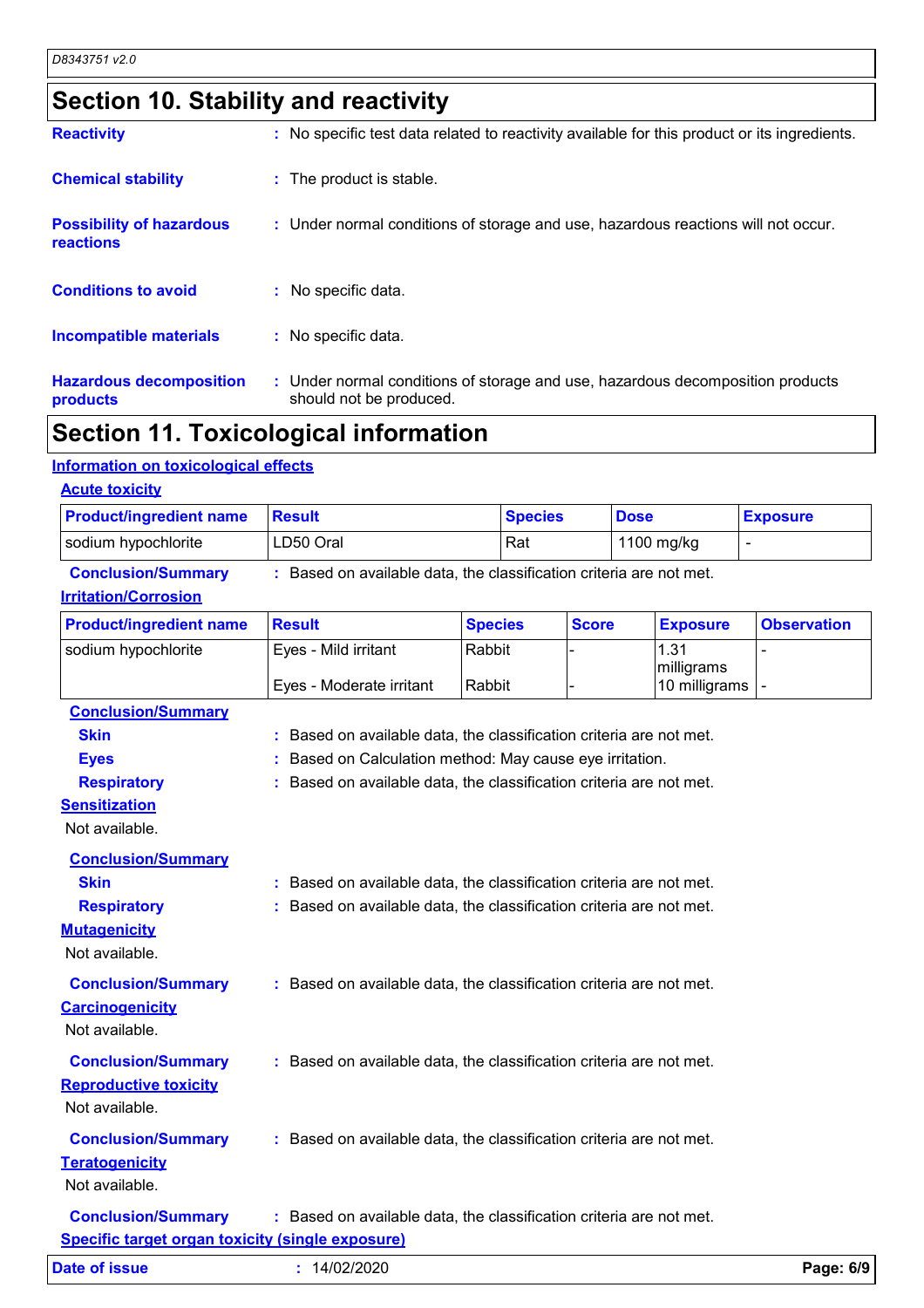## Section 10. Stability and reactivity

**Reactivity** : No specific test data related to reactivity available for this product or its ingredients.

**Chemical stability** : The product is stable.

**Possibility of hazardous reactions** : Under normal conditions of storage and use, hazardous reactions will not occur.

**Conditions to avoid** : No specific data.

**Incompatible materials** : No specific data.

**Hazardous decomposition products** : Under normal conditions of storage and use, hazardous decomposition products should not be produced.

## Section 11. Toxicological information

### Information on toxicological effects

#### Acute toxicity

| Product/ingredient name | Result | Species | Dose | Exposure |
|---|---|---|---|---|
| sodium hypochlorite | LD50 Oral | Rat | 1100 mg/kg | - |

**Conclusion/Summary** : Based on available data, the classification criteria are not met.

#### Irritation/Corrosion

| Product/ingredient name | Result | Species | Score | Exposure | Observation |
|---|---|---|---|---|---|
| sodium hypochlorite | Eyes - Mild irritant | Rabbit | - | 1.31 milligrams | - |
| | Eyes - Moderate irritant | Rabbit | - | 10 milligrams | - |

**Conclusion/Summary**

**Skin** : Based on available data, the classification criteria are not met.

**Eyes** : Based on Calculation method: May cause eye irritation.

**Respiratory** : Based on available data, the classification criteria are not met.

#### Sensitization

Not available.

**Conclusion/Summary**

**Skin** : Based on available data, the classification criteria are not met.

**Respiratory** : Based on available data, the classification criteria are not met.

#### Mutagenicity

Not available.

**Conclusion/Summary** : Based on available data, the classification criteria are not met.

#### Carcinogenicity

Not available.

**Conclusion/Summary** : Based on available data, the classification criteria are not met.

#### Reproductive toxicity

Not available.

**Conclusion/Summary** : Based on available data, the classification criteria are not met.

#### Teratogenicity

Not available.

**Conclusion/Summary** : Based on available data, the classification criteria are not met.

#### Specific target organ toxicity (single exposure)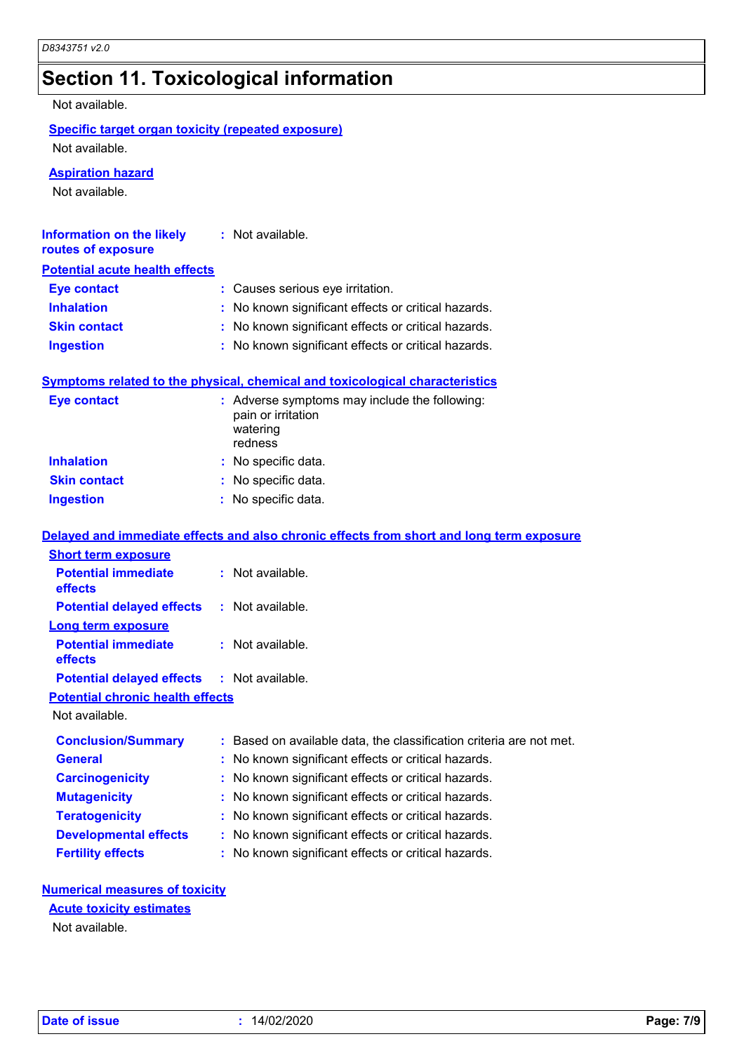# Section 11. Toxicological information

Not available.

**Specific target organ toxicity (repeated exposure)**

Not available.

**Aspiration hazard**

Not available.

**Information on the likely routes of exposure** : Not available.

**Potential acute health effects**

| | |
|---|---|
| **Eye contact** | : Causes serious eye irritation. |
| **Inhalation** | : No known significant effects or critical hazards. |
| **Skin contact** | : No known significant effects or critical hazards. |
| **Ingestion** | : No known significant effects or critical hazards. |

**Symptoms related to the physical, chemical and toxicological characteristics**

| | |
|---|---|
| **Eye contact** | : Adverse symptoms may include the following: pain or irritation watering redness |
| **Inhalation** | : No specific data. |
| **Skin contact** | : No specific data. |
| **Ingestion** | : No specific data. |

**Delayed and immediate effects and also chronic effects from short and long term exposure**

**Short term exposure**

| | |
|---|---|
| **Potential immediate effects** | : Not available. |
| **Potential delayed effects** | : Not available. |

**Long term exposure**

| | |
|---|---|
| **Potential immediate effects** | : Not available. |
| **Potential delayed effects** | : Not available. |

**Potential chronic health effects**

Not available.

| | |
|---|---|
| **Conclusion/Summary** | : Based on available data, the classification criteria are not met. |
| **General** | : No known significant effects or critical hazards. |
| **Carcinogenicity** | : No known significant effects or critical hazards. |
| **Mutagenicity** | : No known significant effects or critical hazards. |
| **Teratogenicity** | : No known significant effects or critical hazards. |
| **Developmental effects** | : No known significant effects or critical hazards. |
| **Fertility effects** | : No known significant effects or critical hazards. |

**Numerical measures of toxicity**

**Acute toxicity estimates**

Not available.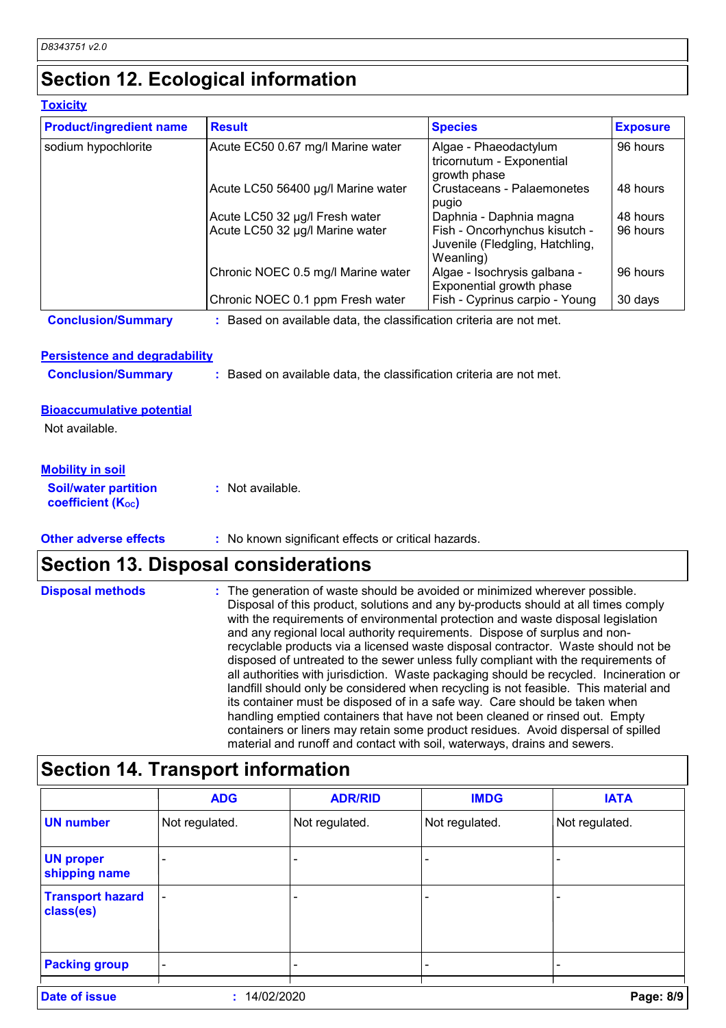## Section 12. Ecological information

### Toxicity

| Product/ingredient name | Result | Species | Exposure |
|---|---|---|---|
| sodium hypochlorite | Acute EC50 0.67 mg/l Marine water | Algae - Phaeodactylum tricornutum - Exponential growth phase | 96 hours |
| | Acute LC50 56400 µg/l Marine water | Crustaceans - Palaemonetes pugio | 48 hours |
| | Acute LC50 32 µg/l Fresh water | Daphnia - Daphnia magna | 48 hours |
| | Acute LC50 32 µg/l Marine water | Fish - Oncorhynchus kisutch - Juvenile (Fledgling, Hatchling, Weanling) | 96 hours |
| | Chronic NOEC 0.5 mg/l Marine water | Algae - Isochrysis galbana - Exponential growth phase | 96 hours |
| | Chronic NOEC 0.1 ppm Fresh water | Fish - Cyprinus carpio - Young | 30 days |

**Conclusion/Summary** : Based on available data, the classification criteria are not met.

### Persistence and degradability

**Conclusion/Summary** : Based on available data, the classification criteria are not met.

### Bioaccumulative potential

Not available.

### Mobility in soil

**Soil/water partition coefficient ($K_{OC}$)** : Not available.

**Other adverse effects** : No known significant effects or critical hazards.

## Section 13. Disposal considerations

**Disposal methods** : The generation of waste should be avoided or minimized wherever possible. Disposal of this product, solutions and any by-products should at all times comply with the requirements of environmental protection and waste disposal legislation and any regional local authority requirements. Dispose of surplus and non-recyclable products via a licensed waste disposal contractor. Waste should not be disposed of untreated to the sewer unless fully compliant with the requirements of all authorities with jurisdiction. Waste packaging should be recycled. Incineration or landfill should only be considered when recycling is not feasible. This material and its container must be disposed of in a safe way. Care should be taken when handling emptied containers that have not been cleaned or rinsed out. Empty containers or liners may retain some product residues. Avoid dispersal of spilled material and runoff and contact with soil, waterways, drains and sewers.

## Section 14. Transport information

| | ADG | ADR/RID | IMDG | IATA |
|---|---|---|---|---|
| **UN number** | Not regulated. | Not regulated. | Not regulated. | Not regulated. |
| **UN proper shipping name** | - | - | - | - |
| **Transport hazard class(es)** | - | - | - | - |
| **Packing group** | - | - | - | - |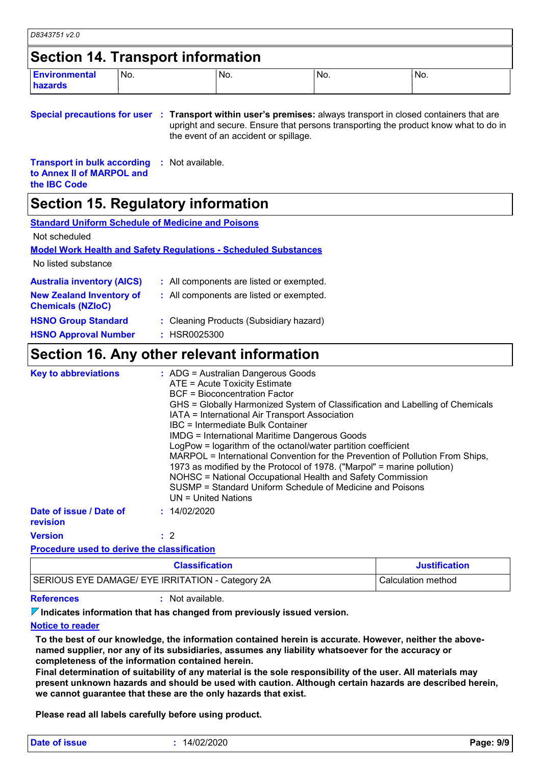## Section 14. Transport information

| | | | | |
|---|---|---|---|---|
| **Environmental hazards** | No. | No. | No. | No. |

**Special precautions for user** : **Transport within user's premises:** always transport in closed containers that are upright and secure. Ensure that persons transporting the product know what to do in the event of an accident or spillage.

**Transport in bulk according to Annex II of MARPOL and the IBC Code** : Not available.

## Section 15. Regulatory information

**Standard Uniform Schedule of Medicine and Poisons**

Not scheduled

**Model Work Health and Safety Regulations - Scheduled Substances**

No listed substance

**Australia inventory (AICS)** : All components are listed or exempted.

**New Zealand Inventory of Chemicals (NZIoC)** : All components are listed or exempted.

**HSNO Group Standard** : Cleaning Products (Subsidiary hazard)

**HSNO Approval Number** : HSR0025300

## Section 16. Any other relevant information

**Key to abbreviations** :
ADG = Australian Dangerous Goods
ATE = Acute Toxicity Estimate
BCF = Bioconcentration Factor
GHS = Globally Harmonized System of Classification and Labelling of Chemicals
IATA = International Air Transport Association
IBC = Intermediate Bulk Container
IMDG = International Maritime Dangerous Goods
LogPow = logarithm of the octanol/water partition coefficient
MARPOL = International Convention for the Prevention of Pollution From Ships, 1973 as modified by the Protocol of 1978. ("Marpol" = marine pollution)
NOHSC = National Occupational Health and Safety Commission
SUSMP = Standard Uniform Schedule of Medicine and Poisons
UN = United Nations

**Date of issue / Date of revision** : 14/02/2020

**Version** : 2

**Procedure used to derive the classification**

| Classification | Justification |
|---|---|
| SERIOUS EYE DAMAGE/ EYE IRRITATION - Category 2A | Calculation method |

**References** : Not available.

**Indicates information that has changed from previously issued version.**

**Notice to reader**

**To the best of our knowledge, the information contained herein is accurate. However, neither the above-named supplier, nor any of its subsidiaries, assumes any liability whatsoever for the accuracy or completeness of the information contained herein.**
**Final determination of suitability of any material is the sole responsibility of the user. All materials may present unknown hazards and should be used with caution. Although certain hazards are described herein, we cannot guarantee that these are the only hazards that exist.**

**Please read all labels carefully before using product.**